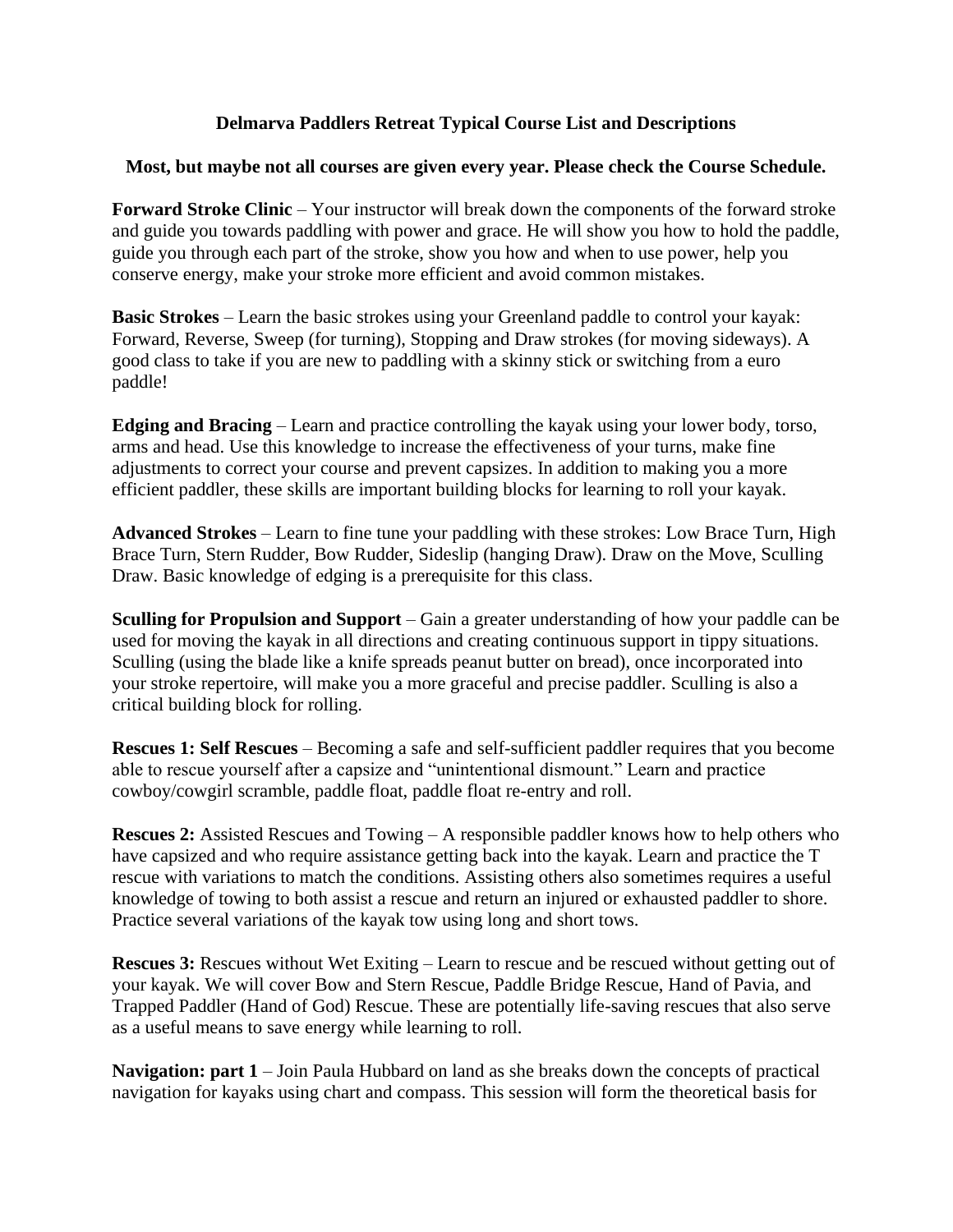# Delmarva Paddlers Retreat Typical Course List and Descriptions

**Most, but maybe not all courses are given every year. Please check the Course Schedule.**

**Forward Stroke Clinic** – Your instructor will break down the components of the forward stroke and guide you towards paddling with power and grace. He will show you how to hold the paddle, guide you through each part of the stroke, show you how and when to use power, help you conserve energy, make your stroke more efficient and avoid common mistakes.

**Basic Strokes** – Learn the basic strokes using your Greenland paddle to control your kayak: Forward, Reverse, Sweep (for turning), Stopping and Draw strokes (for moving sideways). A good class to take if you are new to paddling with a skinny stick or switching from a euro paddle!

**Edging and Bracing** – Learn and practice controlling the kayak using your lower body, torso, arms and head. Use this knowledge to increase the effectiveness of your turns, make fine adjustments to correct your course and prevent capsizes. In addition to making you a more efficient paddler, these skills are important building blocks for learning to roll your kayak.

**Advanced Strokes** – Learn to fine tune your paddling with these strokes: Low Brace Turn, High Brace Turn, Stern Rudder, Bow Rudder, Sideslip (hanging Draw). Draw on the Move, Sculling Draw. Basic knowledge of edging is a prerequisite for this class.

**Sculling for Propulsion and Support** – Gain a greater understanding of how your paddle can be used for moving the kayak in all directions and creating continuous support in tippy situations. Sculling (using the blade like a knife spreads peanut butter on bread), once incorporated into your stroke repertoire, will make you a more graceful and precise paddler. Sculling is also a critical building block for rolling.

**Rescues 1: Self Rescues** – Becoming a safe and self-sufficient paddler requires that you become able to rescue yourself after a capsize and "unintentional dismount." Learn and practice cowboy/cowgirl scramble, paddle float, paddle float re-entry and roll.

**Rescues 2:** Assisted Rescues and Towing – A responsible paddler knows how to help others who have capsized and who require assistance getting back into the kayak. Learn and practice the T rescue with variations to match the conditions. Assisting others also sometimes requires a useful knowledge of towing to both assist a rescue and return an injured or exhausted paddler to shore. Practice several variations of the kayak tow using long and short tows.

**Rescues 3:** Rescues without Wet Exiting – Learn to rescue and be rescued without getting out of your kayak. We will cover Bow and Stern Rescue, Paddle Bridge Rescue, Hand of Pavia, and Trapped Paddler (Hand of God) Rescue. These are potentially life-saving rescues that also serve as a useful means to save energy while learning to roll.

**Navigation: part 1** – Join Paula Hubbard on land as she breaks down the concepts of practical navigation for kayaks using chart and compass. This session will form the theoretical basis for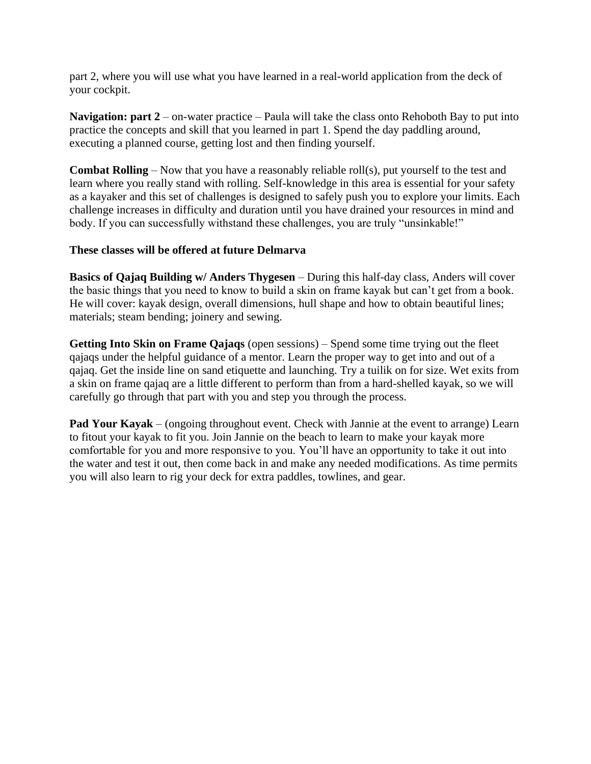part 2, where you will use what you have learned in a real-world application from the deck of your cockpit.

**Navigation: part 2** – on-water practice – Paula will take the class onto Rehoboth Bay to put into practice the concepts and skill that you learned in part 1. Spend the day paddling around, executing a planned course, getting lost and then finding yourself.

**Combat Rolling** – Now that you have a reasonably reliable roll(s), put yourself to the test and learn where you really stand with rolling. Self-knowledge in this area is essential for your safety as a kayaker and this set of challenges is designed to safely push you to explore your limits. Each challenge increases in difficulty and duration until you have drained your resources in mind and body. If you can successfully withstand these challenges, you are truly "unsinkable!"

**These classes will be offered at future Delmarva**

**Basics of Qajaq Building w/ Anders Thygesen** – During this half-day class, Anders will cover the basic things that you need to know to build a skin on frame kayak but can't get from a book. He will cover: kayak design, overall dimensions, hull shape and how to obtain beautiful lines; materials; steam bending; joinery and sewing.

**Getting Into Skin on Frame Qajaqs** (open sessions) – Spend some time trying out the fleet qajaqs under the helpful guidance of a mentor. Learn the proper way to get into and out of a qajaq. Get the inside line on sand etiquette and launching. Try a tuilik on for size. Wet exits from a skin on frame qajaq are a little different to perform than from a hard-shelled kayak, so we will carefully go through that part with you and step you through the process.

**Pad Your Kayak** – (ongoing throughout event. Check with Jannie at the event to arrange) Learn to fitout your kayak to fit you. Join Jannie on the beach to learn to make your kayak more comfortable for you and more responsive to you. You'll have an opportunity to take it out into the water and test it out, then come back in and make any needed modifications. As time permits you will also learn to rig your deck for extra paddles, towlines, and gear.